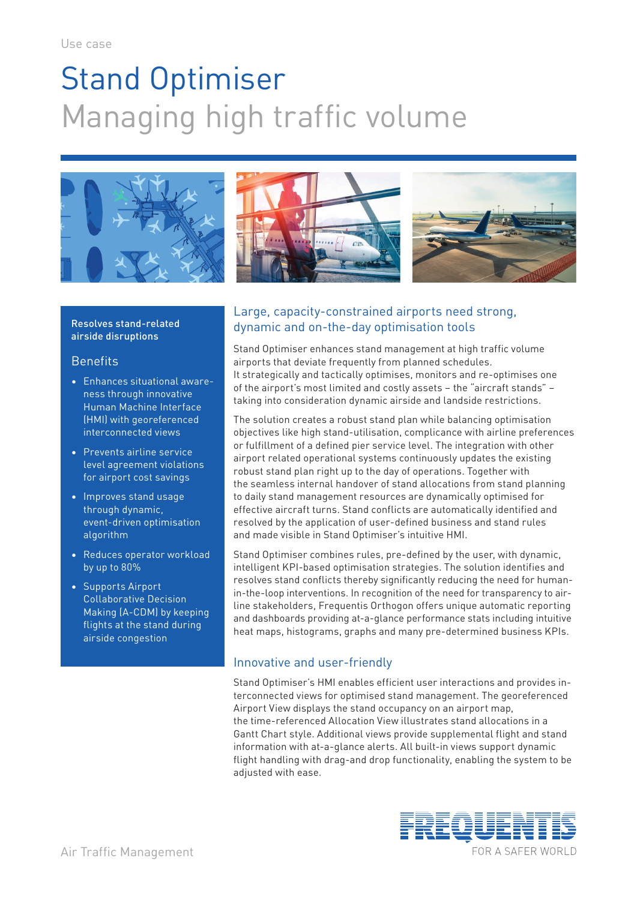Use case

# Stand Optimiser

## Managing high traffic volume

**Resolves stand-related airside disruptions**

### Benefits

- Enhances situational awareness through innovative Human Machine Interface (HMI) with georeferenced interconnected views
- Prevents airline service level agreement violations for airport cost savings
- Improves stand usage through dynamic, event-driven optimisation algorithm
- Reduces operator workload by up to 80%
- Supports Airport Collaborative Decision Making (A-CDM) by keeping flights at the stand during airside congestion

### Large, capacity-constrained airports need strong, dynamic and on-the-day optimisation tools

Stand Optimiser enhances stand management at high traffic volume airports that deviate frequently from planned schedules. It strategically and tactically optimises, monitors and re-optimises one of the airport's most limited and costly assets – the "aircraft stands" – taking into consideration dynamic airside and landside restrictions.

The solution creates a robust stand plan while balancing optimisation objectives like high stand-utilisation, complicance with airline preferences or fulfillment of a defined pier service level. The integration with other airport related operational systems continuously updates the existing robust stand plan right up to the day of operations. Together with the seamless internal handover of stand allocations from stand planning to daily stand management resources are dynamically optimised for effective aircraft turns. Stand conflicts are automatically identified and resolved by the application of user-defined business and stand rules and made visible in Stand Optimiser's intuitive HMI.

Stand Optimiser combines rules, pre-defined by the user, with dynamic, intelligent KPI-based optimisation strategies. The solution identifies and resolves stand conflicts thereby significantly reducing the need for human-in-the-loop interventions. In recognition of the need for transparency to airline stakeholders, Frequentis Orthogon offers unique automatic reporting and dashboards providing at-a-glance performance stats including intuitive heat maps, histograms, graphs and many pre-determined business KPIs.

### Innovative and user-friendly

Stand Optimiser's HMI enables efficient user interactions and provides interconnected views for optimised stand management. The georeferenced Airport View displays the stand occupancy on an airport map, the time-referenced Allocation View illustrates stand allocations in a Gantt Chart style. Additional views provide supplemental flight and stand information with at-a-glance alerts. All built-in views support dynamic flight handling with drag-and drop functionality, enabling the system to be adjusted with ease.

Air Traffic Management

FREQUENTIS FOR A SAFER WORLD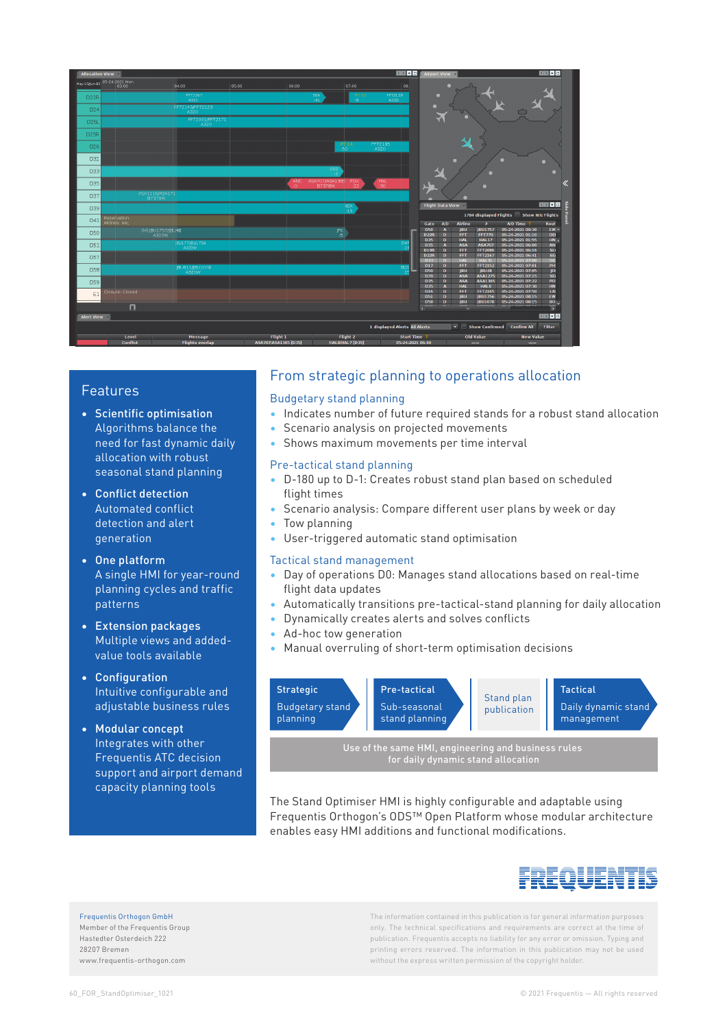## Features

- **Scientific optimisation**
  Algorithms balance the need for fast dynamic daily allocation with robust seasonal stand planning
- **Conflict detection**
  Automated conflict detection and alert generation
- **One platform**
  A single HMI for year-round planning cycles and traffic patterns
- **Extension packages**
  Multiple views and added-value tools available
- **Configuration**
  Intuitive configurable and adjustable business rules
- **Modular concept**
  Integrates with other Frequentis ATC decision support and airport demand capacity planning tools

## From strategic planning to operations allocation

### Budgetary stand planning

- Indicates number of future required stands for a robust stand allocation
- Scenario analysis on projected movements
- Shows maximum movements per time interval

### Pre-tactical stand planning

- D-180 up to D-1: Creates robust stand plan based on scheduled flight times
- Scenario analysis: Compare different user plans by week or day
- Tow planning
- User-triggered automatic stand optimisation

### Tactical stand management

- Day of operations D0: Manages stand allocations based on real-time flight data updates
- Automatically transitions pre-tactical-stand planning for daily allocation
- Dynamically creates alerts and solves conflicts
- Ad-hoc tow generation
- Manual overruling of short-term optimisation decisions

**Strategic**
Budgetary stand planning

**Pre-tactical**
Sub-seasonal stand planning

Stand plan publication

**Tactical**
Daily dynamic stand management

Use of the same HMI, engineering and business rules for daily dynamic stand allocation

The Stand Optimiser HMI is highly configurable and adaptable using Frequentis Orthogon's ODS™ Open Platform whose modular architecture enables easy HMI additions and functional modifications.

FREQUENTIS

Frequentis Orthogon GmbH
Member of the Frequentis Group
Hastedter Osterdeich 222
28207 Bremen
www.frequentis-orthogon.com

The information contained in this publication is for general information purposes only. The technical specifications and requirements are correct at the time of publication. Frequentis accepts no liability for any error or omission. Typing and printing errors reserved. The information in this publication may not be used without the express written permission of the copyright holder.

60_FOR_StandOptimiser_1021

© 2021 Frequentis — All rights reserved